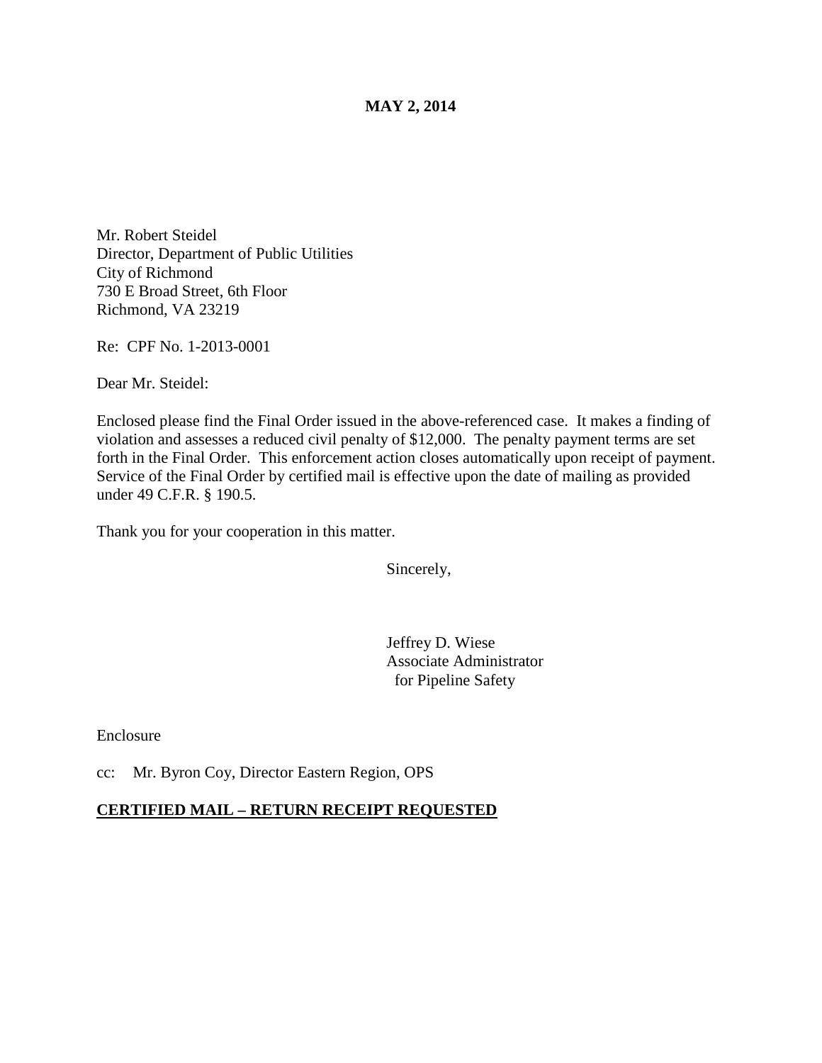**MAY 2, 2014**

Mr. Robert Steidel
Director, Department of Public Utilities
City of Richmond
730 E Broad Street, 6th Floor
Richmond, VA 23219

Re: CPF No. 1-2013-0001

Dear Mr. Steidel:

Enclosed please find the Final Order issued in the above-referenced case. It makes a finding of violation and assesses a reduced civil penalty of $12,000. The penalty payment terms are set forth in the Final Order. This enforcement action closes automatically upon receipt of payment. Service of the Final Order by certified mail is effective upon the date of mailing as provided under 49 C.F.R. § 190.5.

Thank you for your cooperation in this matter.

Sincerely,

Jeffrey D. Wiese
Associate Administrator
for Pipeline Safety

Enclosure

cc: Mr. Byron Coy, Director Eastern Region, OPS

**CERTIFIED MAIL – RETURN RECEIPT REQUESTED**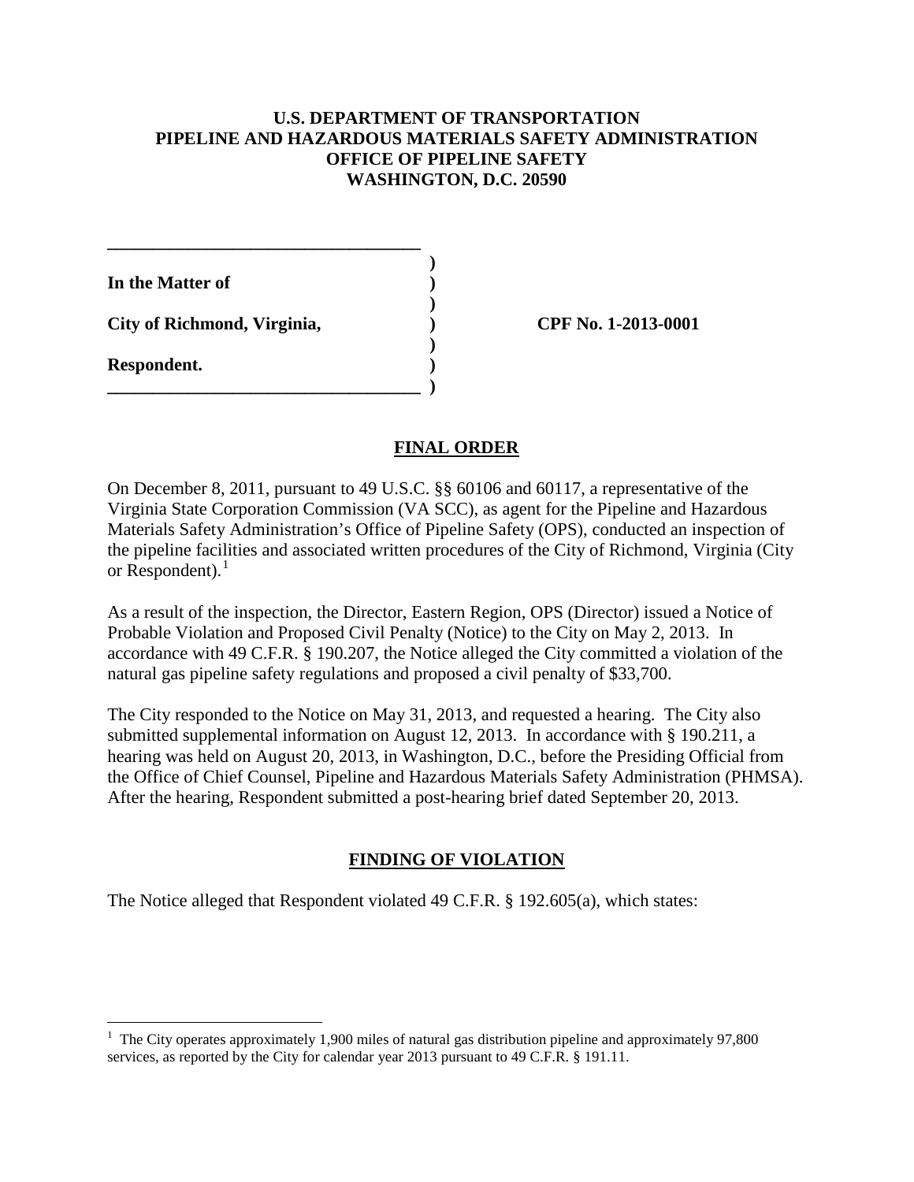**U.S. DEPARTMENT OF TRANSPORTATION**
**PIPELINE AND HAZARDOUS MATERIALS SAFETY ADMINISTRATION**
**OFFICE OF PIPELINE SAFETY**
**WASHINGTON, D.C. 20590**

| | | |
|---|---|---|
| **In the Matter of** | ) | |
| | ) | |
| **City of Richmond, Virginia,** | ) | **CPF No. 1-2013-0001** |
| | ) | |
| **Respondent.** | ) | |

## FINAL ORDER

On December 8, 2011, pursuant to 49 U.S.C. §§ 60106 and 60117, a representative of the Virginia State Corporation Commission (VA SCC), as agent for the Pipeline and Hazardous Materials Safety Administration's Office of Pipeline Safety (OPS), conducted an inspection of the pipeline facilities and associated written procedures of the City of Richmond, Virginia (City or Respondent).[1]

As a result of the inspection, the Director, Eastern Region, OPS (Director) issued a Notice of Probable Violation and Proposed Civil Penalty (Notice) to the City on May 2, 2013. In accordance with 49 C.F.R. § 190.207, the Notice alleged the City committed a violation of the natural gas pipeline safety regulations and proposed a civil penalty of $33,700.

The City responded to the Notice on May 31, 2013, and requested a hearing. The City also submitted supplemental information on August 12, 2013. In accordance with § 190.211, a hearing was held on August 20, 2013, in Washington, D.C., before the Presiding Official from the Office of Chief Counsel, Pipeline and Hazardous Materials Safety Administration (PHMSA). After the hearing, Respondent submitted a post-hearing brief dated September 20, 2013.

## FINDING OF VIOLATION

The Notice alleged that Respondent violated 49 C.F.R. § 192.605(a), which states:

[1] The City operates approximately 1,900 miles of natural gas distribution pipeline and approximately 97,800 services, as reported by the City for calendar year 2013 pursuant to 49 C.F.R. § 191.11.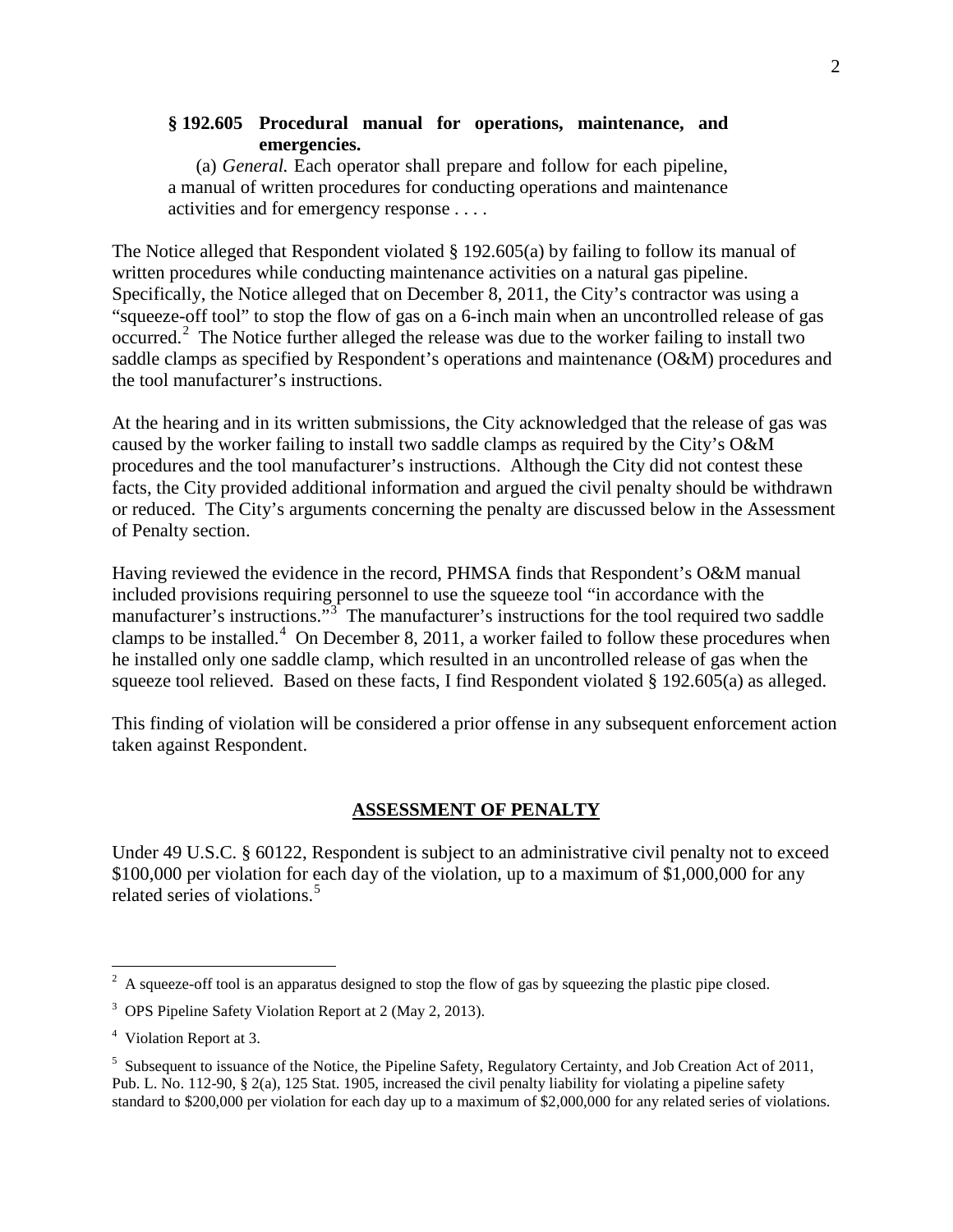> **§ 192.605 Procedural manual for operations, maintenance, and emergencies.**
>
> (a) *General.* Each operator shall prepare and follow for each pipeline, a manual of written procedures for conducting operations and maintenance activities and for emergency response . . . .

The Notice alleged that Respondent violated § 192.605(a) by failing to follow its manual of written procedures while conducting maintenance activities on a natural gas pipeline. Specifically, the Notice alleged that on December 8, 2011, the City's contractor was using a "squeeze-off tool" to stop the flow of gas on a 6-inch main when an uncontrolled release of gas occurred.[2] The Notice further alleged the release was due to the worker failing to install two saddle clamps as specified by Respondent's operations and maintenance (O&M) procedures and the tool manufacturer's instructions.

At the hearing and in its written submissions, the City acknowledged that the release of gas was caused by the worker failing to install two saddle clamps as required by the City's O&M procedures and the tool manufacturer's instructions. Although the City did not contest these facts, the City provided additional information and argued the civil penalty should be withdrawn or reduced. The City's arguments concerning the penalty are discussed below in the Assessment of Penalty section.

Having reviewed the evidence in the record, PHMSA finds that Respondent's O&M manual included provisions requiring personnel to use the squeeze tool "in accordance with the manufacturer's instructions."[3] The manufacturer's instructions for the tool required two saddle clamps to be installed.[4] On December 8, 2011, a worker failed to follow these procedures when he installed only one saddle clamp, which resulted in an uncontrolled release of gas when the squeeze tool relieved. Based on these facts, I find Respondent violated § 192.605(a) as alleged.

This finding of violation will be considered a prior offense in any subsequent enforcement action taken against Respondent.

## ASSESSMENT OF PENALTY

Under 49 U.S.C. § 60122, Respondent is subject to an administrative civil penalty not to exceed $100,000 per violation for each day of the violation, up to a maximum of $1,000,000 for any related series of violations.[5]

---

[2] A squeeze-off tool is an apparatus designed to stop the flow of gas by squeezing the plastic pipe closed.

[3] OPS Pipeline Safety Violation Report at 2 (May 2, 2013).

[4] Violation Report at 3.

[5] Subsequent to issuance of the Notice, the Pipeline Safety, Regulatory Certainty, and Job Creation Act of 2011, Pub. L. No. 112-90, § 2(a), 125 Stat. 1905, increased the civil penalty liability for violating a pipeline safety standard to $200,000 per violation for each day up to a maximum of $2,000,000 for any related series of violations.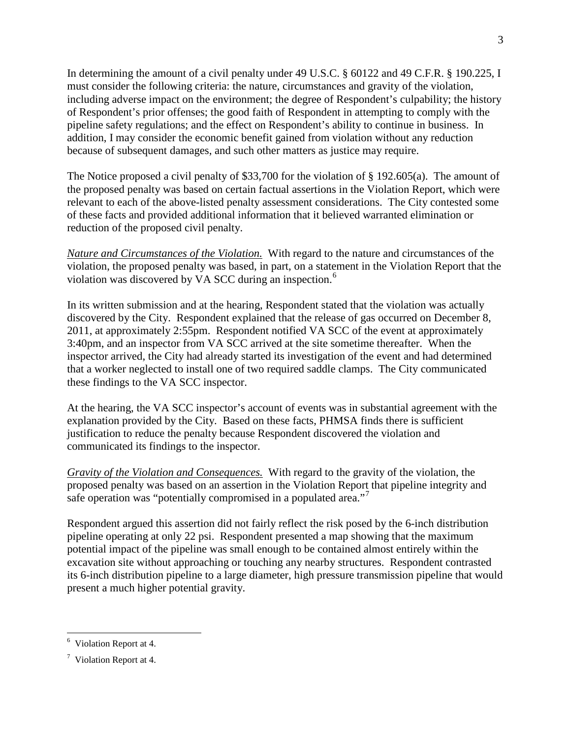In determining the amount of a civil penalty under 49 U.S.C. § 60122 and 49 C.F.R. § 190.225, I must consider the following criteria: the nature, circumstances and gravity of the violation, including adverse impact on the environment; the degree of Respondent's culpability; the history of Respondent's prior offenses; the good faith of Respondent in attempting to comply with the pipeline safety regulations; and the effect on Respondent's ability to continue in business. In addition, I may consider the economic benefit gained from violation without any reduction because of subsequent damages, and such other matters as justice may require.

The Notice proposed a civil penalty of $33,700 for the violation of § 192.605(a). The amount of the proposed penalty was based on certain factual assertions in the Violation Report, which were relevant to each of the above-listed penalty assessment considerations. The City contested some of these facts and provided additional information that it believed warranted elimination or reduction of the proposed civil penalty.

*Nature and Circumstances of the Violation.* With regard to the nature and circumstances of the violation, the proposed penalty was based, in part, on a statement in the Violation Report that the violation was discovered by VA SCC during an inspection.[6]

In its written submission and at the hearing, Respondent stated that the violation was actually discovered by the City. Respondent explained that the release of gas occurred on December 8, 2011, at approximately 2:55pm. Respondent notified VA SCC of the event at approximately 3:40pm, and an inspector from VA SCC arrived at the site sometime thereafter. When the inspector arrived, the City had already started its investigation of the event and had determined that a worker neglected to install one of two required saddle clamps. The City communicated these findings to the VA SCC inspector.

At the hearing, the VA SCC inspector's account of events was in substantial agreement with the explanation provided by the City. Based on these facts, PHMSA finds there is sufficient justification to reduce the penalty because Respondent discovered the violation and communicated its findings to the inspector.

*Gravity of the Violation and Consequences.* With regard to the gravity of the violation, the proposed penalty was based on an assertion in the Violation Report that pipeline integrity and safe operation was "potentially compromised in a populated area."[7]

Respondent argued this assertion did not fairly reflect the risk posed by the 6-inch distribution pipeline operating at only 22 psi. Respondent presented a map showing that the maximum potential impact of the pipeline was small enough to be contained almost entirely within the excavation site without approaching or touching any nearby structures. Respondent contrasted its 6-inch distribution pipeline to a large diameter, high pressure transmission pipeline that would present a much higher potential gravity.

---

[6] Violation Report at 4.

[7] Violation Report at 4.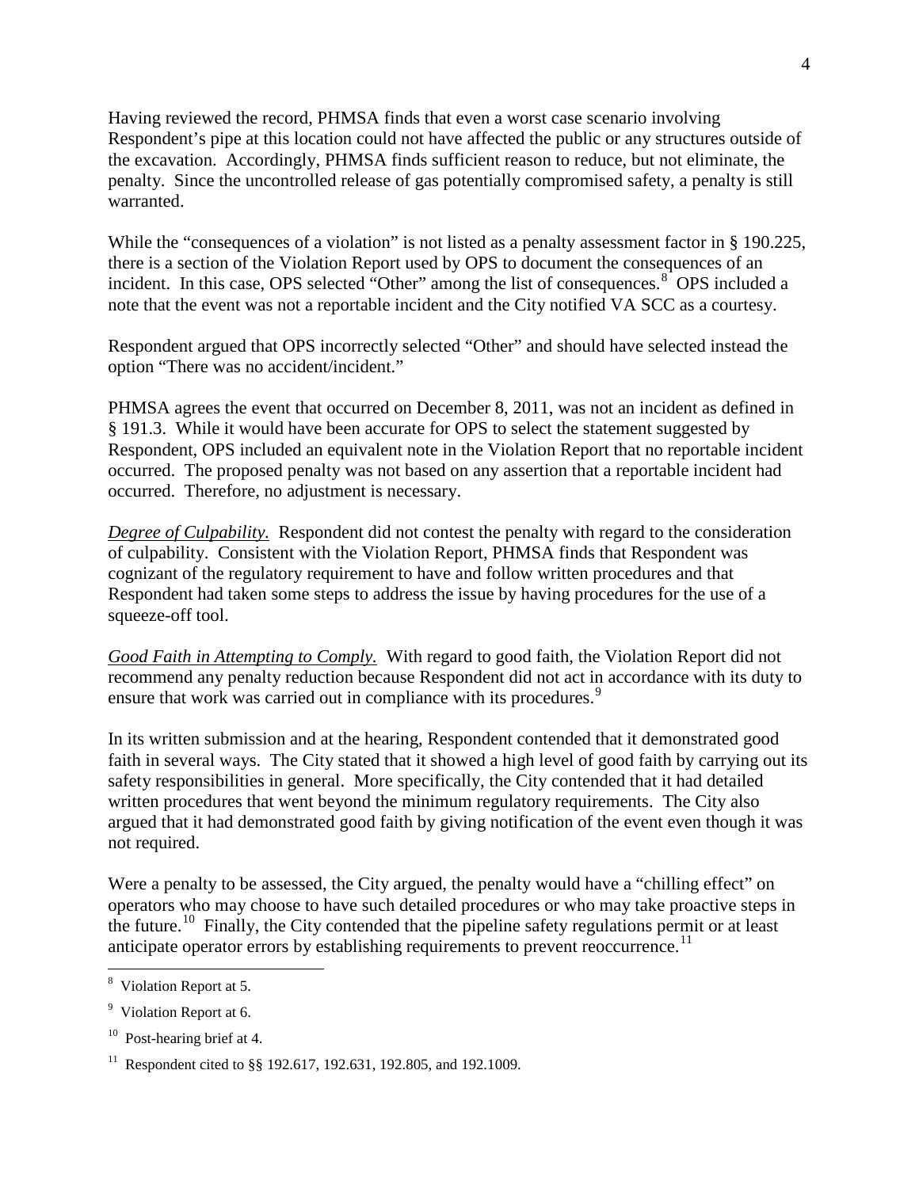Having reviewed the record, PHMSA finds that even a worst case scenario involving Respondent's pipe at this location could not have affected the public or any structures outside of the excavation. Accordingly, PHMSA finds sufficient reason to reduce, but not eliminate, the penalty. Since the uncontrolled release of gas potentially compromised safety, a penalty is still warranted.

While the "consequences of a violation" is not listed as a penalty assessment factor in § 190.225, there is a section of the Violation Report used by OPS to document the consequences of an incident. In this case, OPS selected "Other" among the list of consequences.[8] OPS included a note that the event was not a reportable incident and the City notified VA SCC as a courtesy.

Respondent argued that OPS incorrectly selected "Other" and should have selected instead the option "There was no accident/incident."

PHMSA agrees the event that occurred on December 8, 2011, was not an incident as defined in § 191.3. While it would have been accurate for OPS to select the statement suggested by Respondent, OPS included an equivalent note in the Violation Report that no reportable incident occurred. The proposed penalty was not based on any assertion that a reportable incident had occurred. Therefore, no adjustment is necessary.

*Degree of Culpability.* Respondent did not contest the penalty with regard to the consideration of culpability. Consistent with the Violation Report, PHMSA finds that Respondent was cognizant of the regulatory requirement to have and follow written procedures and that Respondent had taken some steps to address the issue by having procedures for the use of a squeeze-off tool.

*Good Faith in Attempting to Comply.* With regard to good faith, the Violation Report did not recommend any penalty reduction because Respondent did not act in accordance with its duty to ensure that work was carried out in compliance with its procedures.[9]

In its written submission and at the hearing, Respondent contended that it demonstrated good faith in several ways. The City stated that it showed a high level of good faith by carrying out its safety responsibilities in general. More specifically, the City contended that it had detailed written procedures that went beyond the minimum regulatory requirements. The City also argued that it had demonstrated good faith by giving notification of the event even though it was not required.

Were a penalty to be assessed, the City argued, the penalty would have a "chilling effect" on operators who may choose to have such detailed procedures or who may take proactive steps in the future.[10] Finally, the City contended that the pipeline safety regulations permit or at least anticipate operator errors by establishing requirements to prevent reoccurrence.[11]

---

[8] Violation Report at 5.

[9] Violation Report at 6.

[10] Post-hearing brief at 4.

[11] Respondent cited to §§ 192.617, 192.631, 192.805, and 192.1009.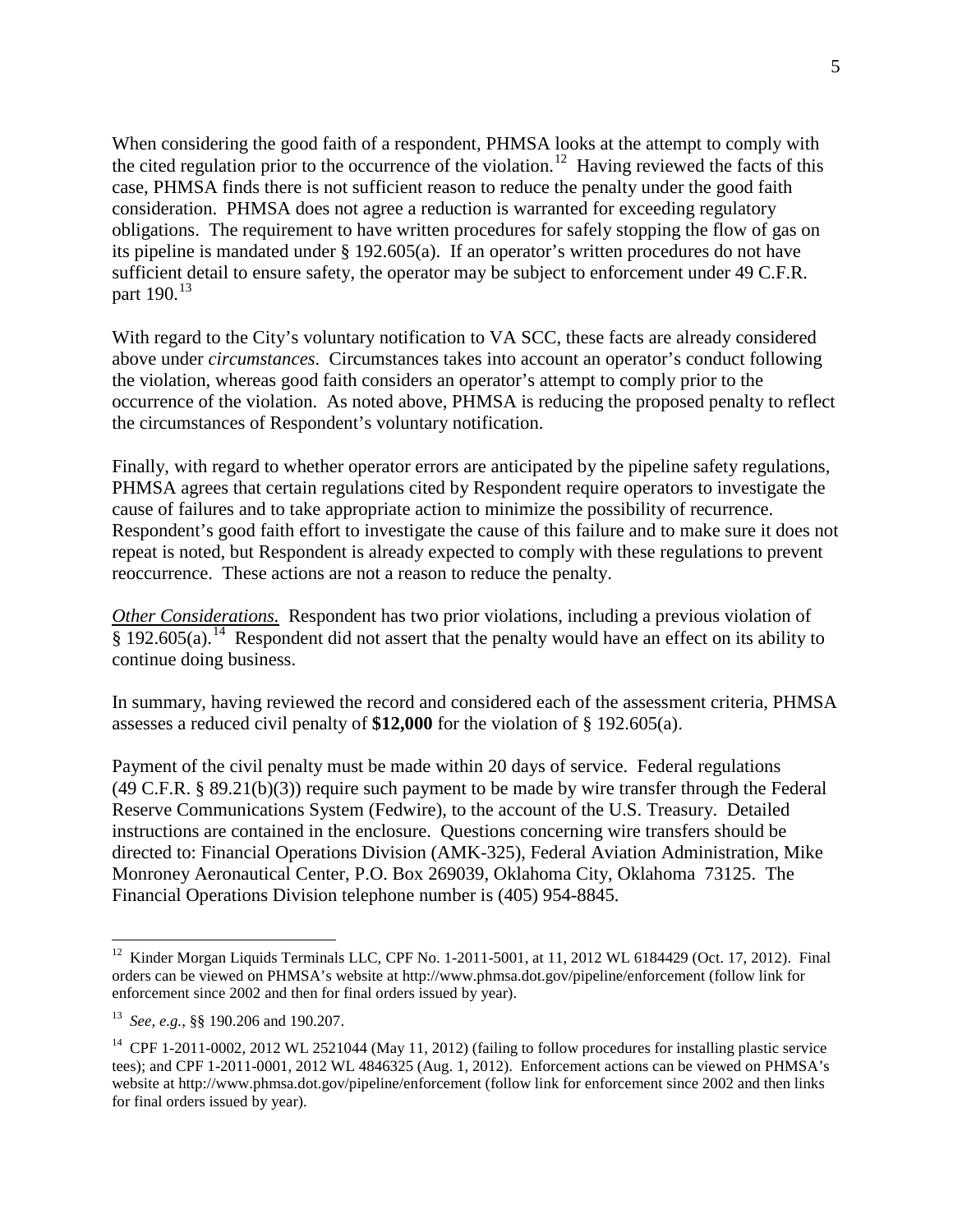When considering the good faith of a respondent, PHMSA looks at the attempt to comply with the cited regulation prior to the occurrence of the violation.[12] Having reviewed the facts of this case, PHMSA finds there is not sufficient reason to reduce the penalty under the good faith consideration. PHMSA does not agree a reduction is warranted for exceeding regulatory obligations. The requirement to have written procedures for safely stopping the flow of gas on its pipeline is mandated under § 192.605(a). If an operator's written procedures do not have sufficient detail to ensure safety, the operator may be subject to enforcement under 49 C.F.R. part 190.[13]

With regard to the City's voluntary notification to VA SCC, these facts are already considered above under *circumstances*. Circumstances takes into account an operator's conduct following the violation, whereas good faith considers an operator's attempt to comply prior to the occurrence of the violation. As noted above, PHMSA is reducing the proposed penalty to reflect the circumstances of Respondent's voluntary notification.

Finally, with regard to whether operator errors are anticipated by the pipeline safety regulations, PHMSA agrees that certain regulations cited by Respondent require operators to investigate the cause of failures and to take appropriate action to minimize the possibility of recurrence. Respondent's good faith effort to investigate the cause of this failure and to make sure it does not repeat is noted, but Respondent is already expected to comply with these regulations to prevent reoccurrence. These actions are not a reason to reduce the penalty.

***Other Considerations.*** Respondent has two prior violations, including a previous violation of § 192.605(a).[14] Respondent did not assert that the penalty would have an effect on its ability to continue doing business.

In summary, having reviewed the record and considered each of the assessment criteria, PHMSA assesses a reduced civil penalty of **$12,000** for the violation of § 192.605(a).

Payment of the civil penalty must be made within 20 days of service. Federal regulations (49 C.F.R. § 89.21(b)(3)) require such payment to be made by wire transfer through the Federal Reserve Communications System (Fedwire), to the account of the U.S. Treasury. Detailed instructions are contained in the enclosure. Questions concerning wire transfers should be directed to: Financial Operations Division (AMK-325), Federal Aviation Administration, Mike Monroney Aeronautical Center, P.O. Box 269039, Oklahoma City, Oklahoma 73125. The Financial Operations Division telephone number is (405) 954-8845.

---

[12] Kinder Morgan Liquids Terminals LLC, CPF No. 1-2011-5001, at 11, 2012 WL 6184429 (Oct. 17, 2012). Final orders can be viewed on PHMSA's website at http://www.phmsa.dot.gov/pipeline/enforcement (follow link for enforcement since 2002 and then for final orders issued by year).

[13] *See, e.g.*, §§ 190.206 and 190.207.

[14] CPF 1-2011-0002, 2012 WL 2521044 (May 11, 2012) (failing to follow procedures for installing plastic service tees); and CPF 1-2011-0001, 2012 WL 4846325 (Aug. 1, 2012). Enforcement actions can be viewed on PHMSA's website at http://www.phmsa.dot.gov/pipeline/enforcement (follow link for enforcement since 2002 and then links for final orders issued by year).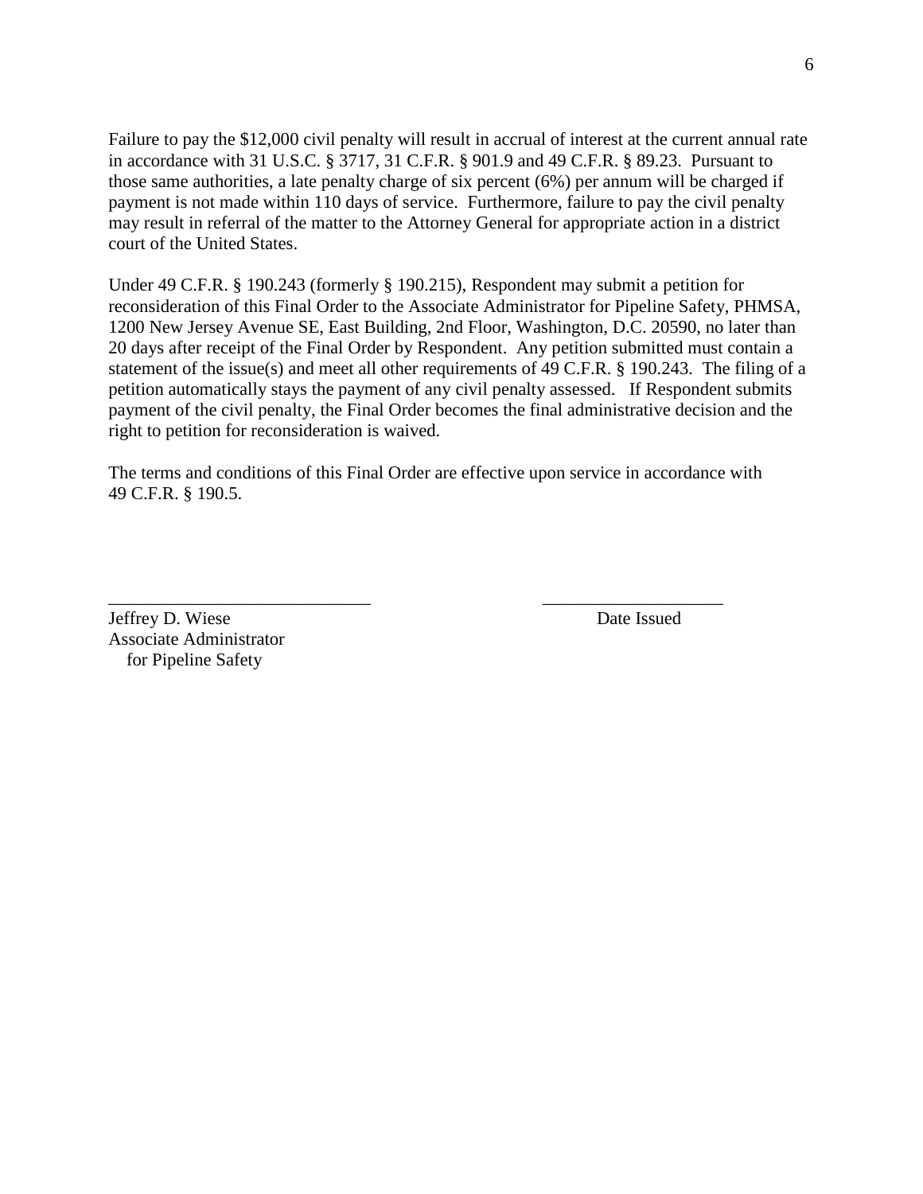Failure to pay the $12,000 civil penalty will result in accrual of interest at the current annual rate in accordance with 31 U.S.C. § 3717, 31 C.F.R. § 901.9 and 49 C.F.R. § 89.23. Pursuant to those same authorities, a late penalty charge of six percent (6%) per annum will be charged if payment is not made within 110 days of service. Furthermore, failure to pay the civil penalty may result in referral of the matter to the Attorney General for appropriate action in a district court of the United States.

Under 49 C.F.R. § 190.243 (formerly § 190.215), Respondent may submit a petition for reconsideration of this Final Order to the Associate Administrator for Pipeline Safety, PHMSA, 1200 New Jersey Avenue SE, East Building, 2nd Floor, Washington, D.C. 20590, no later than 20 days after receipt of the Final Order by Respondent. Any petition submitted must contain a statement of the issue(s) and meet all other requirements of 49 C.F.R. § 190.243. The filing of a petition automatically stays the payment of any civil penalty assessed. If Respondent submits payment of the civil penalty, the Final Order becomes the final administrative decision and the right to petition for reconsideration is waived.

The terms and conditions of this Final Order are effective upon service in accordance with 49 C.F.R. § 190.5.

_____________________________ ____________________

Jeffrey D. Wiese
Associate Administrator
for Pipeline Safety

Date Issued